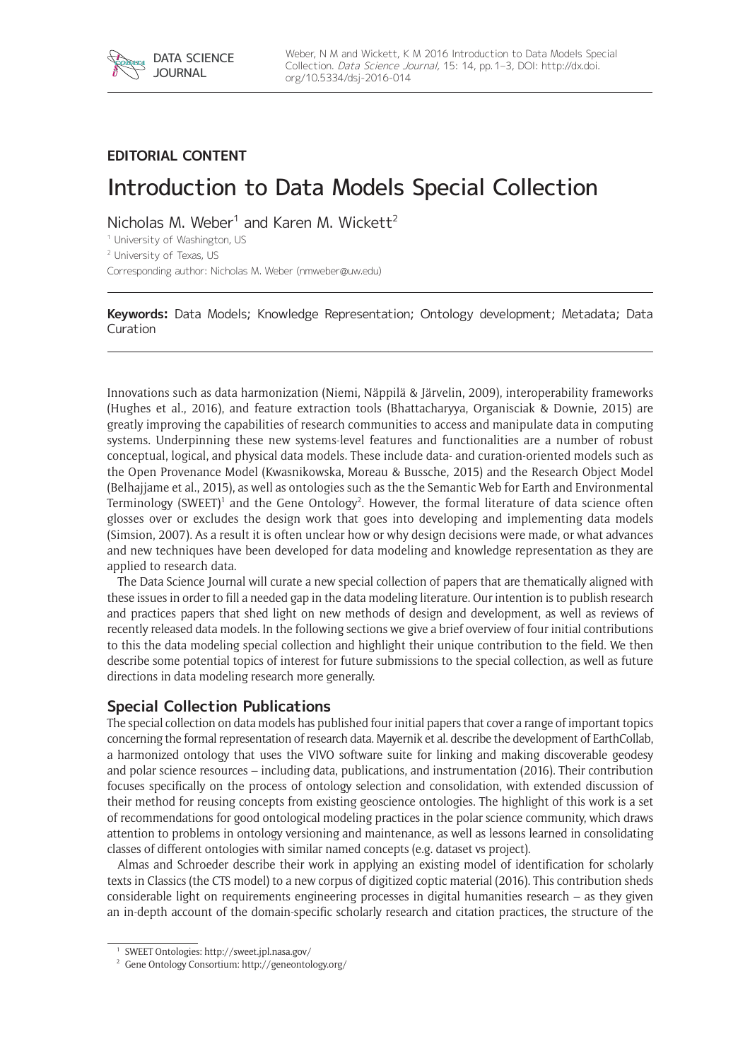**EDITORIAL CONTENT**

# Introduction to Data Models Special Collection

Nicholas M. Weber[1] and Karen M. Wickett[2]

[1] University of Washington, US

[2] University of Texas, US

Corresponding author: Nicholas M. Weber (nmweber@uw.edu)

**Keywords:** Data Models; Knowledge Representation; Ontology development; Metadata; Data Curation

Innovations such as data harmonization (Niemi, Näppilä & Järvelin, 2009), interoperability frameworks (Hughes et al., 2016), and feature extraction tools (Bhattacharyya, Organisciak & Downie, 2015) are greatly improving the capabilities of research communities to access and manipulate data in computing systems. Underpinning these new systems-level features and functionalities are a number of robust conceptual, logical, and physical data models. These include data- and curation-oriented models such as the Open Provenance Model (Kwasnikowska, Moreau & Bussche, 2015) and the Research Object Model (Belhajjame et al., 2015), as well as ontologies such as the the Semantic Web for Earth and Environmental Terminology (SWEET)[1] and the Gene Ontology[2]. However, the formal literature of data science often glosses over or excludes the design work that goes into developing and implementing data models (Simsion, 2007). As a result it is often unclear how or why design decisions were made, or what advances and new techniques have been developed for data modeling and knowledge representation as they are applied to research data.

The Data Science Journal will curate a new special collection of papers that are thematically aligned with these issues in order to fill a needed gap in the data modeling literature. Our intention is to publish research and practices papers that shed light on new methods of design and development, as well as reviews of recently released data models. In the following sections we give a brief overview of four initial contributions to this the data modeling special collection and highlight their unique contribution to the field. We then describe some potential topics of interest for future submissions to the special collection, as well as future directions in data modeling research more generally.

## Special Collection Publications

The special collection on data models has published four initial papers that cover a range of important topics concerning the formal representation of research data. Mayernik et al. describe the development of EarthCollab, a harmonized ontology that uses the VIVO software suite for linking and making discoverable geodesy and polar science resources – including data, publications, and instrumentation (2016). Their contribution focuses specifically on the process of ontology selection and consolidation, with extended discussion of their method for reusing concepts from existing geoscience ontologies. The highlight of this work is a set of recommendations for good ontological modeling practices in the polar science community, which draws attention to problems in ontology versioning and maintenance, as well as lessons learned in consolidating classes of different ontologies with similar named concepts (e.g. dataset vs project).

Almas and Schroeder describe their work in applying an existing model of identification for scholarly texts in Classics (the CTS model) to a new corpus of digitized coptic material (2016). This contribution sheds considerable light on requirements engineering processes in digital humanities research – as they given an in-depth account of the domain-specific scholarly research and citation practices, the structure of the

[1] SWEET Ontologies: http://sweet.jpl.nasa.gov/

[2] Gene Ontology Consortium: http://geneontology.org/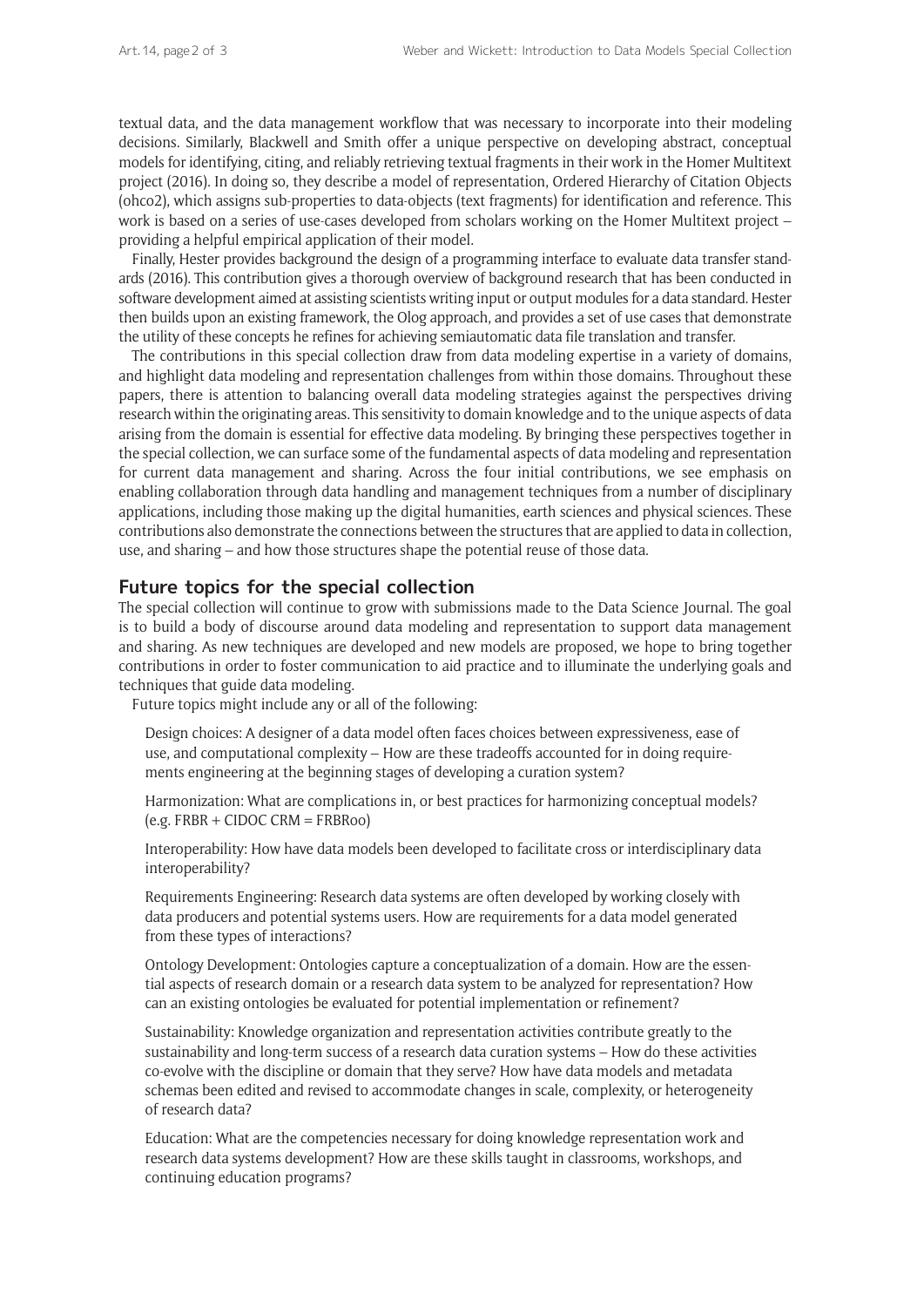textual data, and the data management workflow that was necessary to incorporate into their modeling decisions. Similarly, Blackwell and Smith offer a unique perspective on developing abstract, conceptual models for identifying, citing, and reliably retrieving textual fragments in their work in the Homer Multitext project (2016). In doing so, they describe a model of representation, Ordered Hierarchy of Citation Objects (ohco2), which assigns sub-properties to data-objects (text fragments) for identification and reference. This work is based on a series of use-cases developed from scholars working on the Homer Multitext project – providing a helpful empirical application of their model.

Finally, Hester provides background the design of a programming interface to evaluate data transfer standards (2016). This contribution gives a thorough overview of background research that has been conducted in software development aimed at assisting scientists writing input or output modules for a data standard. Hester then builds upon an existing framework, the Olog approach, and provides a set of use cases that demonstrate the utility of these concepts he refines for achieving semiautomatic data file translation and transfer.

The contributions in this special collection draw from data modeling expertise in a variety of domains, and highlight data modeling and representation challenges from within those domains. Throughout these papers, there is attention to balancing overall data modeling strategies against the perspectives driving research within the originating areas. This sensitivity to domain knowledge and to the unique aspects of data arising from the domain is essential for effective data modeling. By bringing these perspectives together in the special collection, we can surface some of the fundamental aspects of data modeling and representation for current data management and sharing. Across the four initial contributions, we see emphasis on enabling collaboration through data handling and management techniques from a number of disciplinary applications, including those making up the digital humanities, earth sciences and physical sciences. These contributions also demonstrate the connections between the structures that are applied to data in collection, use, and sharing – and how those structures shape the potential reuse of those data.

## Future topics for the special collection

The special collection will continue to grow with submissions made to the Data Science Journal. The goal is to build a body of discourse around data modeling and representation to support data management and sharing. As new techniques are developed and new models are proposed, we hope to bring together contributions in order to foster communication to aid practice and to illuminate the underlying goals and techniques that guide data modeling.

Future topics might include any or all of the following:

Design choices: A designer of a data model often faces choices between expressiveness, ease of use, and computational complexity – How are these tradeoffs accounted for in doing requirements engineering at the beginning stages of developing a curation system?

Harmonization: What are complications in, or best practices for harmonizing conceptual models? (e.g. FRBR + CIDOC CRM = FRBRoo)

Interoperability: How have data models been developed to facilitate cross or interdisciplinary data interoperability?

Requirements Engineering: Research data systems are often developed by working closely with data producers and potential systems users. How are requirements for a data model generated from these types of interactions?

Ontology Development: Ontologies capture a conceptualization of a domain. How are the essential aspects of research domain or a research data system to be analyzed for representation? How can an existing ontologies be evaluated for potential implementation or refinement?

Sustainability: Knowledge organization and representation activities contribute greatly to the sustainability and long-term success of a research data curation systems – How do these activities co-evolve with the discipline or domain that they serve? How have data models and metadata schemas been edited and revised to accommodate changes in scale, complexity, or heterogeneity of research data?

Education: What are the competencies necessary for doing knowledge representation work and research data systems development? How are these skills taught in classrooms, workshops, and continuing education programs?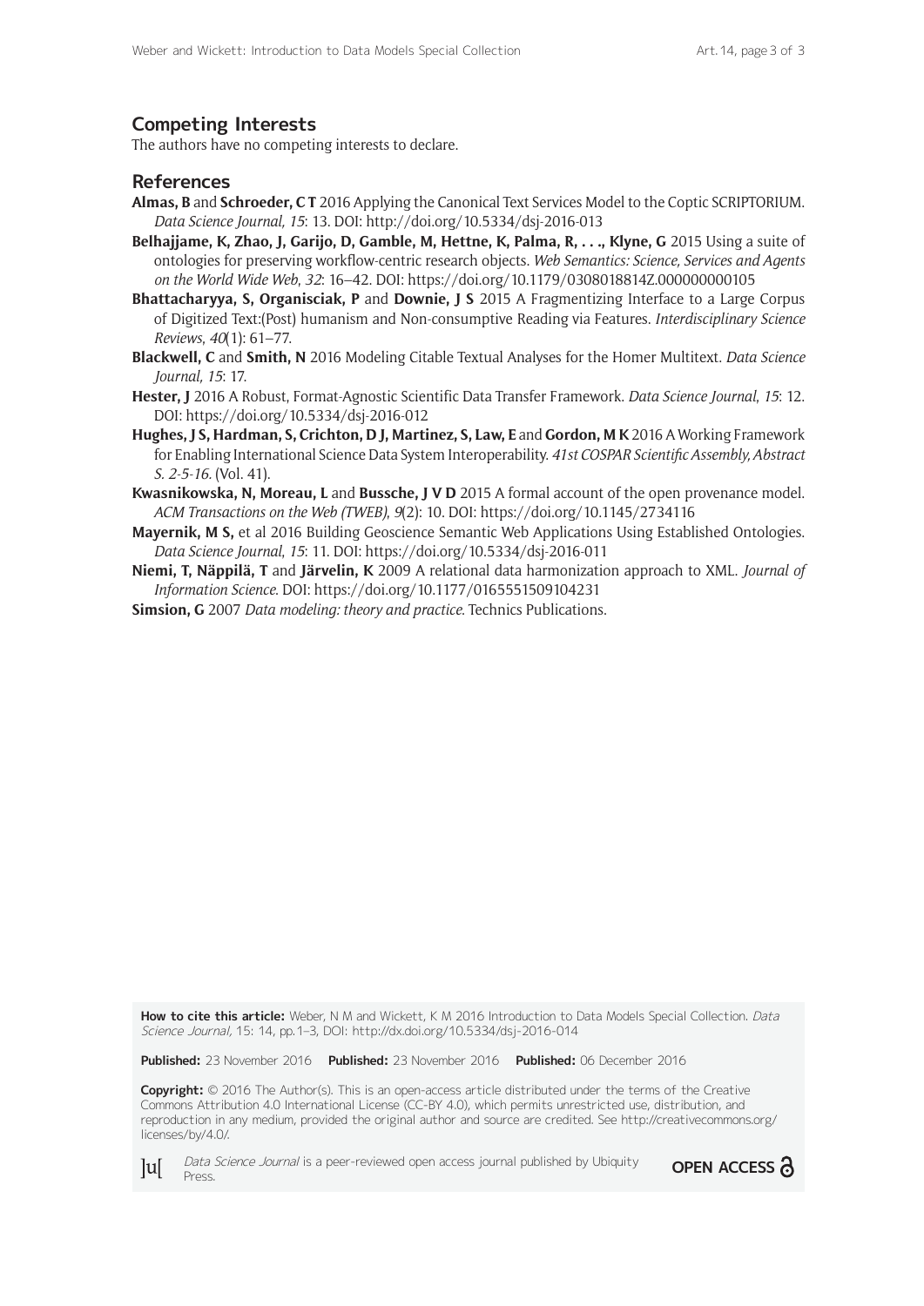## Competing Interests

The authors have no competing interests to declare.

## References

**Almas, B** and **Schroeder, C T** 2016 Applying the Canonical Text Services Model to the Coptic SCRIPTORIUM. *Data Science Journal, 15*: 13. DOI: http://doi.org/10.5334/dsj-2016-013

**Belhajjame, K, Zhao, J, Garijo, D, Gamble, M, Hettne, K, Palma, R, . . ., Klyne, G** 2015 Using a suite of ontologies for preserving workflow-centric research objects. *Web Semantics: Science, Services and Agents on the World Wide Web, 32*: 16–42. DOI: https://doi.org/10.1179/0308018814Z.000000000105

**Bhattacharyya, S, Organisciak, P** and **Downie, J S** 2015 A Fragmentizing Interface to a Large Corpus of Digitized Text:(Post) humanism and Non-consumptive Reading via Features. *Interdisciplinary Science Reviews, 40*(1): 61–77.

**Blackwell, C** and **Smith, N** 2016 Modeling Citable Textual Analyses for the Homer Multitext. *Data Science Journal, 15*: 17.

**Hester, J** 2016 A Robust, Format-Agnostic Scientific Data Transfer Framework. *Data Science Journal, 15*: 12. DOI: https://doi.org/10.5334/dsj-2016-012

**Hughes, J S, Hardman, S, Crichton, D J, Martinez, S, Law, E** and **Gordon, M K** 2016 A Working Framework for Enabling International Science Data System Interoperability. *41st COSPAR Scientific Assembly, Abstract S. 2-5-16.* (Vol. 41).

**Kwasnikowska, N, Moreau, L** and **Bussche, J V D** 2015 A formal account of the open provenance model. *ACM Transactions on the Web (TWEB), 9*(2): 10. DOI: https://doi.org/10.1145/2734116

**Mayernik, M S,** et al 2016 Building Geoscience Semantic Web Applications Using Established Ontologies. *Data Science Journal, 15*: 11. DOI: https://doi.org/10.5334/dsj-2016-011

**Niemi, T, Näppilä, T** and **Järvelin, K** 2009 A relational data harmonization approach to XML. *Journal of Information Science.* DOI: https://doi.org/10.1177/0165551509104231

**Simsion, G** 2007 *Data modeling: theory and practice.* Technics Publications.

**How to cite this article:** Weber, N M and Wickett, K M 2016 Introduction to Data Models Special Collection. *Data Science Journal,* 15: 14, pp.1–3, DOI: http://dx.doi.org/10.5334/dsj-2016-014

**Published:** 23 November 2016 **Published:** 23 November 2016 **Published:** 06 December 2016

**Copyright:** © 2016 The Author(s). This is an open-access article distributed under the terms of the Creative Commons Attribution 4.0 International License (CC-BY 4.0), which permits unrestricted use, distribution, and reproduction in any medium, provided the original author and source are credited. See http://creativecommons.org/licenses/by/4.0/.

*Data Science Journal* is a peer-reviewed open access journal published by Ubiquity Press.

OPEN ACCESS